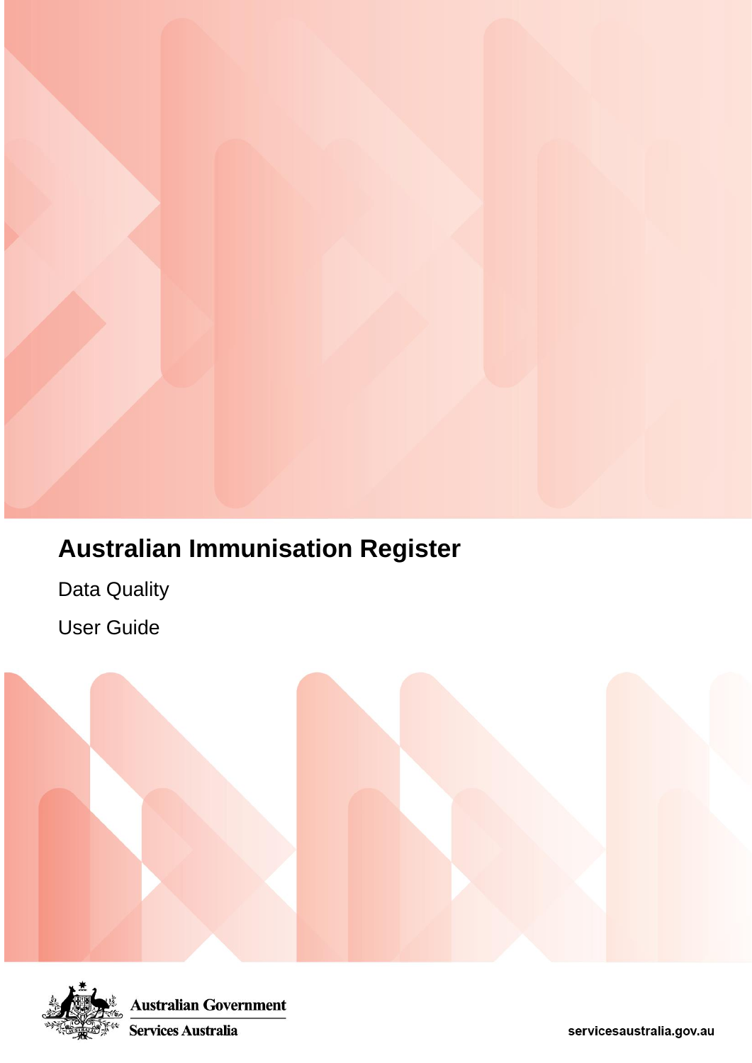# Australian Immunisation Register

Data Quality

User Guide

Australian Government

Services Australia

servicesaustralia.gov.au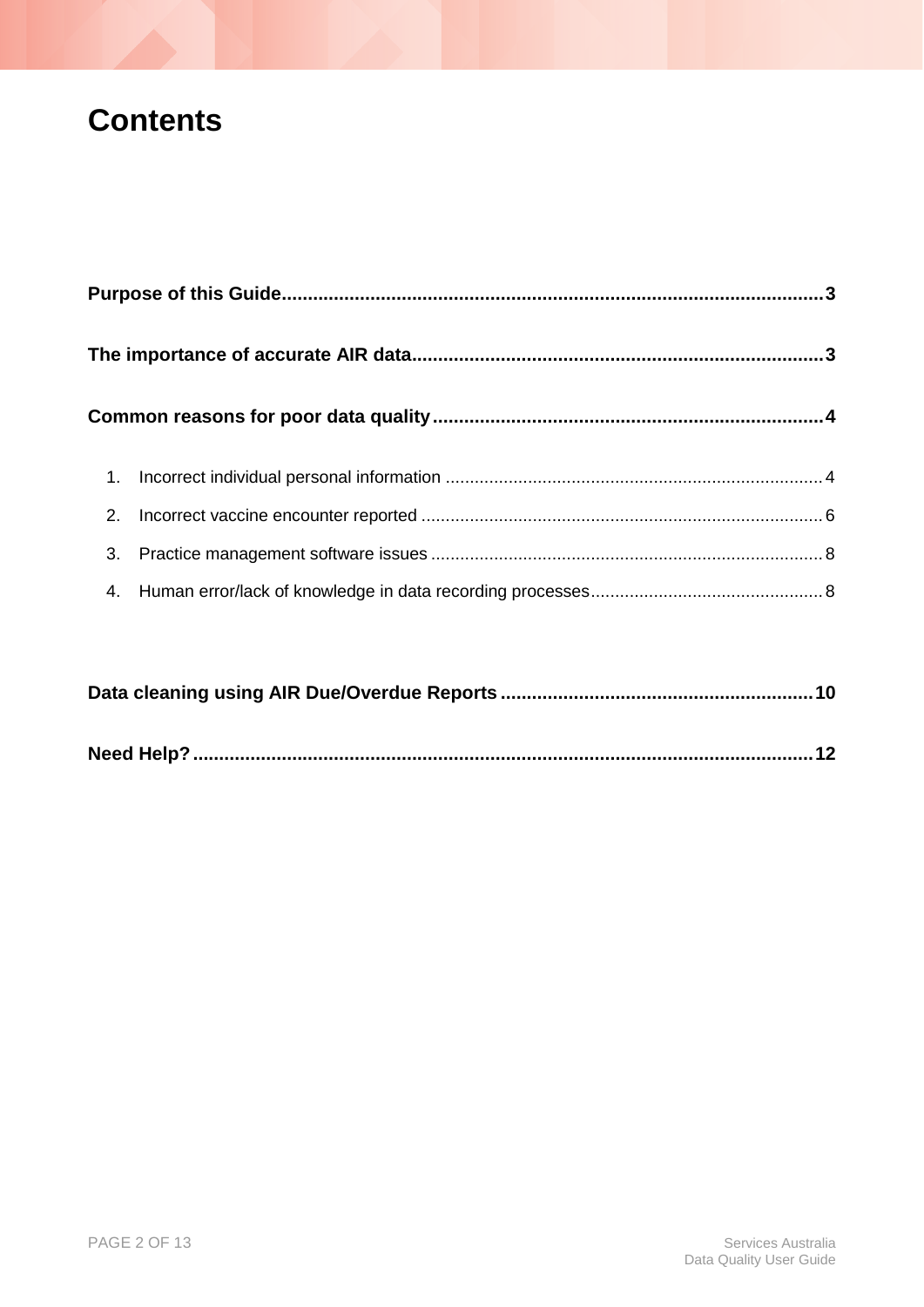# Contents

**Purpose of this Guide** ..... 3

**The importance of accurate AIR data** ..... 3

**Common reasons for poor data quality** ..... 4

1. Incorrect individual personal information ..... 4
2. Incorrect vaccine encounter reported ..... 6
3. Practice management software issues ..... 8
4. Human error/lack of knowledge in data recording processes ..... 8

**Data cleaning using AIR Due/Overdue Reports** ..... 10

**Need Help?** ..... 12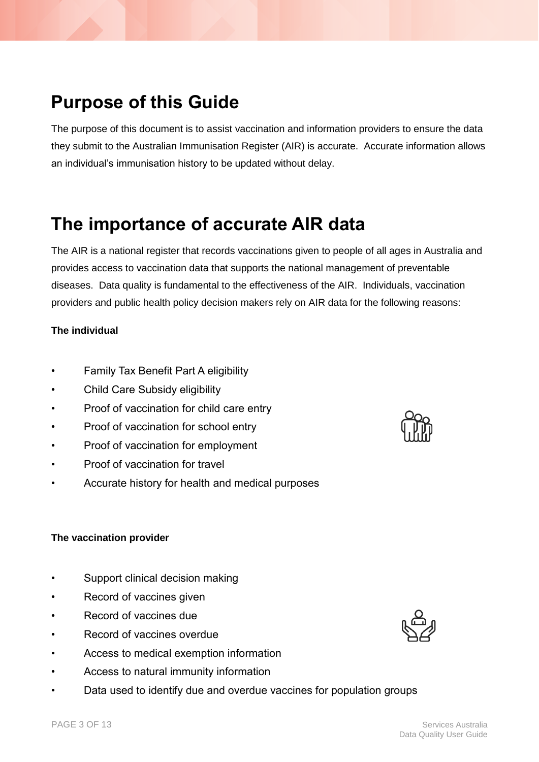# Purpose of this Guide

The purpose of this document is to assist vaccination and information providers to ensure the data they submit to the Australian Immunisation Register (AIR) is accurate. Accurate information allows an individual's immunisation history to be updated without delay.

# The importance of accurate AIR data

The AIR is a national register that records vaccinations given to people of all ages in Australia and provides access to vaccination data that supports the national management of preventable diseases. Data quality is fundamental to the effectiveness of the AIR. Individuals, vaccination providers and public health policy decision makers rely on AIR data for the following reasons:

**The individual**

- Family Tax Benefit Part A eligibility
- Child Care Subsidy eligibility
- Proof of vaccination for child care entry
- Proof of vaccination for school entry
- Proof of vaccination for employment
- Proof of vaccination for travel
- Accurate history for health and medical purposes

**The vaccination provider**

- Support clinical decision making
- Record of vaccines given
- Record of vaccines due
- Record of vaccines overdue
- Access to medical exemption information
- Access to natural immunity information
- Data used to identify due and overdue vaccines for population groups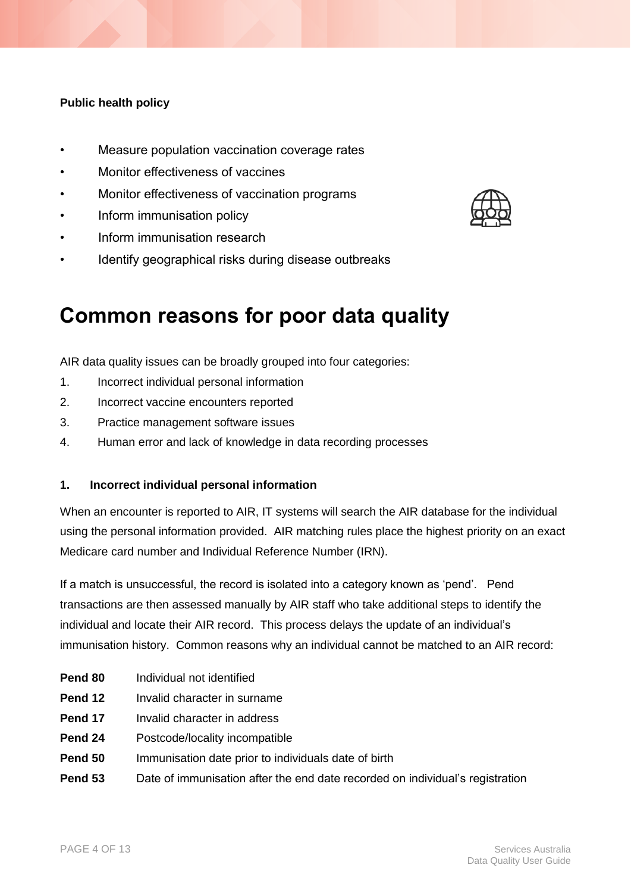**Public health policy**

- Measure population vaccination coverage rates
- Monitor effectiveness of vaccines
- Monitor effectiveness of vaccination programs
- Inform immunisation policy
- Inform immunisation research
- Identify geographical risks during disease outbreaks

# Common reasons for poor data quality

AIR data quality issues can be broadly grouped into four categories:

1. Incorrect individual personal information
2. Incorrect vaccine encounters reported
3. Practice management software issues
4. Human error and lack of knowledge in data recording processes

### 1. Incorrect individual personal information

When an encounter is reported to AIR, IT systems will search the AIR database for the individual using the personal information provided. AIR matching rules place the highest priority on an exact Medicare card number and Individual Reference Number (IRN).

If a match is unsuccessful, the record is isolated into a category known as 'pend'. Pend transactions are then assessed manually by AIR staff who take additional steps to identify the individual and locate their AIR record. This process delays the update of an individual's immunisation history. Common reasons why an individual cannot be matched to an AIR record:

**Pend 80** Individual not identified
**Pend 12** Invalid character in surname
**Pend 17** Invalid character in address
**Pend 24** Postcode/locality incompatible
**Pend 50** Immunisation date prior to individuals date of birth
**Pend 53** Date of immunisation after the end date recorded on individual's registration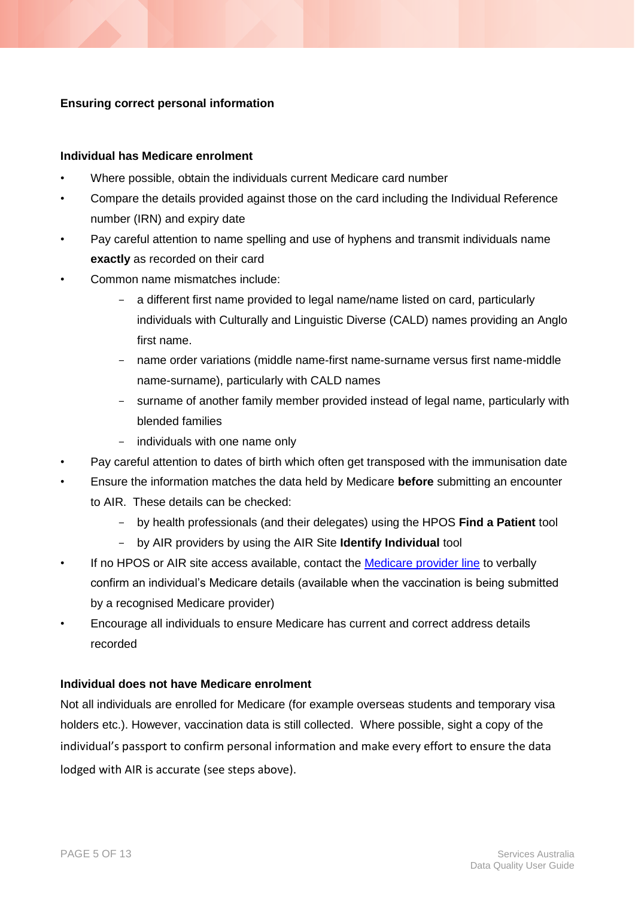**Ensuring correct personal information**

**Individual has Medicare enrolment**

- Where possible, obtain the individuals current Medicare card number
- Compare the details provided against those on the card including the Individual Reference number (IRN) and expiry date
- Pay careful attention to name spelling and use of hyphens and transmit individuals name **exactly** as recorded on their card
- Common name mismatches include:
  - a different first name provided to legal name/name listed on card, particularly individuals with Culturally and Linguistic Diverse (CALD) names providing an Anglo first name.
  - name order variations (middle name-first name-surname versus first name-middle name-surname), particularly with CALD names
  - surname of another family member provided instead of legal name, particularly with blended families
  - individuals with one name only
- Pay careful attention to dates of birth which often get transposed with the immunisation date
- Ensure the information matches the data held by Medicare **before** submitting an encounter to AIR. These details can be checked:
  - by health professionals (and their delegates) using the HPOS **Find a Patient** tool
  - by AIR providers by using the AIR Site **Identify Individual** tool
- If no HPOS or AIR site access available, contact the [Medicare provider line] to verbally confirm an individual's Medicare details (available when the vaccination is being submitted by a recognised Medicare provider)
- Encourage all individuals to ensure Medicare has current and correct address details recorded

**Individual does not have Medicare enrolment**

Not all individuals are enrolled for Medicare (for example overseas students and temporary visa holders etc.). However, vaccination data is still collected. Where possible, sight a copy of the individual's passport to confirm personal information and make every effort to ensure the data lodged with AIR is accurate (see steps above).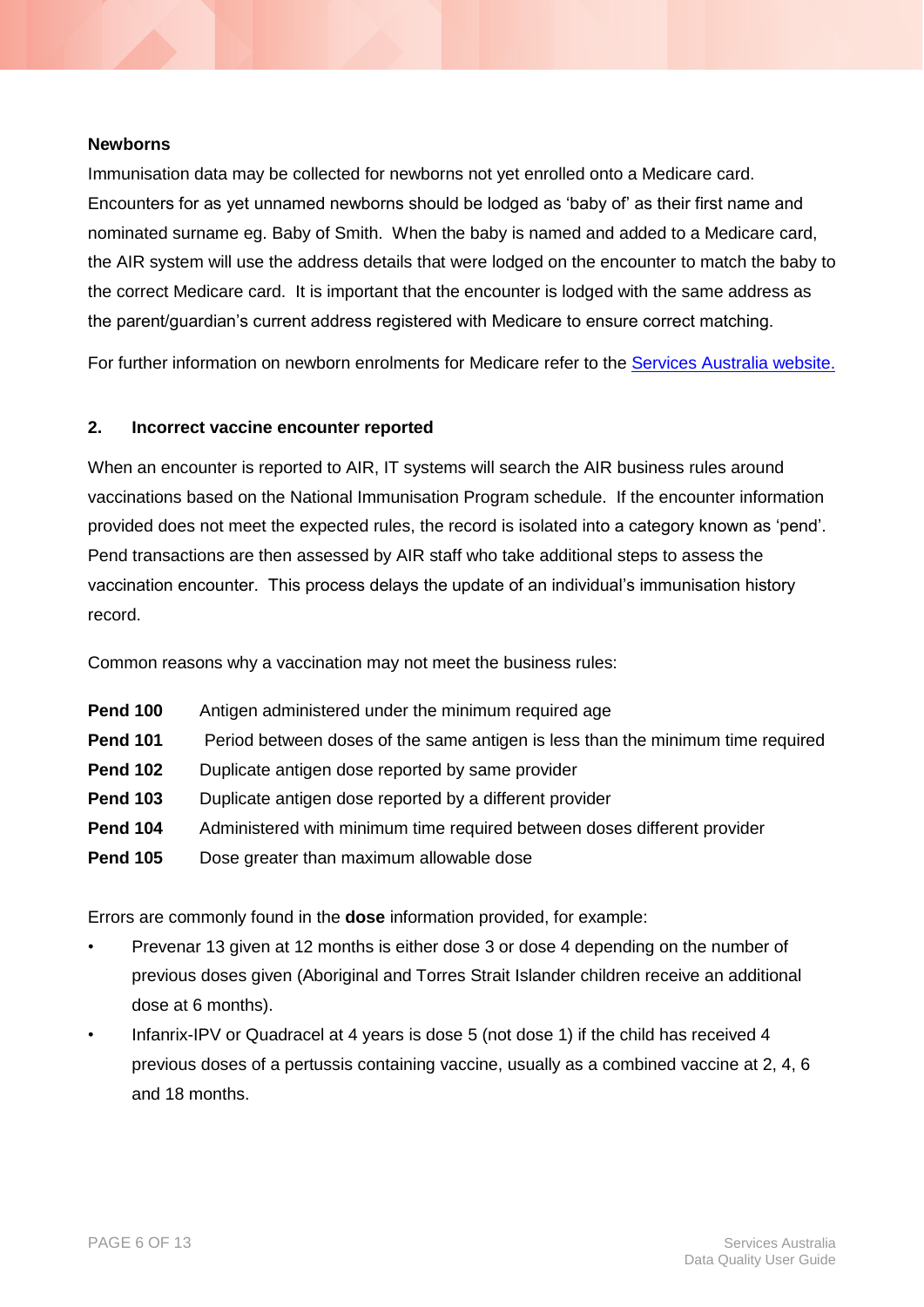### Newborns

Immunisation data may be collected for newborns not yet enrolled onto a Medicare card. Encounters for as yet unnamed newborns should be lodged as 'baby of' as their first name and nominated surname eg. Baby of Smith. When the baby is named and added to a Medicare card, the AIR system will use the address details that were lodged on the encounter to match the baby to the correct Medicare card. It is important that the encounter is lodged with the same address as the parent/guardian's current address registered with Medicare to ensure correct matching.

For further information on newborn enrolments for Medicare refer to the Services Australia website.

## 2. Incorrect vaccine encounter reported

When an encounter is reported to AIR, IT systems will search the AIR business rules around vaccinations based on the National Immunisation Program schedule. If the encounter information provided does not meet the expected rules, the record is isolated into a category known as 'pend'. Pend transactions are then assessed by AIR staff who take additional steps to assess the vaccination encounter. This process delays the update of an individual's immunisation history record.

Common reasons why a vaccination may not meet the business rules:

| | |
|---|---|
| **Pend 100** | Antigen administered under the minimum required age |
| **Pend 101** | Period between doses of the same antigen is less than the minimum time required |
| **Pend 102** | Duplicate antigen dose reported by same provider |
| **Pend 103** | Duplicate antigen dose reported by a different provider |
| **Pend 104** | Administered with minimum time required between doses different provider |
| **Pend 105** | Dose greater than maximum allowable dose |

Errors are commonly found in the **dose** information provided, for example:

- Prevenar 13 given at 12 months is either dose 3 or dose 4 depending on the number of previous doses given (Aboriginal and Torres Strait Islander children receive an additional dose at 6 months).
- Infanrix-IPV or Quadracel at 4 years is dose 5 (not dose 1) if the child has received 4 previous doses of a pertussis containing vaccine, usually as a combined vaccine at 2, 4, 6 and 18 months.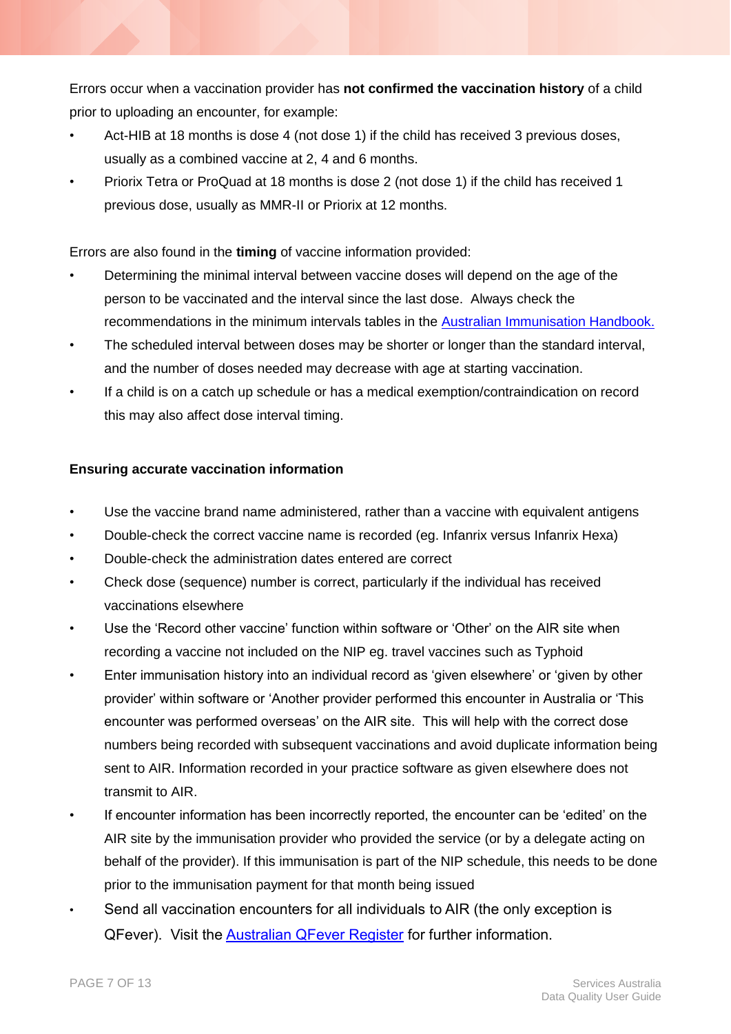Errors occur when a vaccination provider has **not confirmed the vaccination history** of a child prior to uploading an encounter, for example:

- Act-HIB at 18 months is dose 4 (not dose 1) if the child has received 3 previous doses, usually as a combined vaccine at 2, 4 and 6 months.
- Priorix Tetra or ProQuad at 18 months is dose 2 (not dose 1) if the child has received 1 previous dose, usually as MMR-II or Priorix at 12 months.

Errors are also found in the **timing** of vaccine information provided:

- Determining the minimal interval between vaccine doses will depend on the age of the person to be vaccinated and the interval since the last dose. Always check the recommendations in the minimum intervals tables in the [Australian Immunisation Handbook.]()
- The scheduled interval between doses may be shorter or longer than the standard interval, and the number of doses needed may decrease with age at starting vaccination.
- If a child is on a catch up schedule or has a medical exemption/contraindication on record this may also affect dose interval timing.

**Ensuring accurate vaccination information**

- Use the vaccine brand name administered, rather than a vaccine with equivalent antigens
- Double-check the correct vaccine name is recorded (eg. Infanrix versus Infanrix Hexa)
- Double-check the administration dates entered are correct
- Check dose (sequence) number is correct, particularly if the individual has received vaccinations elsewhere
- Use the 'Record other vaccine' function within software or 'Other' on the AIR site when recording a vaccine not included on the NIP eg. travel vaccines such as Typhoid
- Enter immunisation history into an individual record as 'given elsewhere' or 'given by other provider' within software or 'Another provider performed this encounter in Australia or 'This encounter was performed overseas' on the AIR site. This will help with the correct dose numbers being recorded with subsequent vaccinations and avoid duplicate information being sent to AIR. Information recorded in your practice software as given elsewhere does not transmit to AIR.
- If encounter information has been incorrectly reported, the encounter can be 'edited' on the AIR site by the immunisation provider who provided the service (or by a delegate acting on behalf of the provider). If this immunisation is part of the NIP schedule, this needs to be done prior to the immunisation payment for that month being issued
- Send all vaccination encounters for all individuals to AIR (the only exception is QFever). Visit the [Australian QFever Register]() for further information.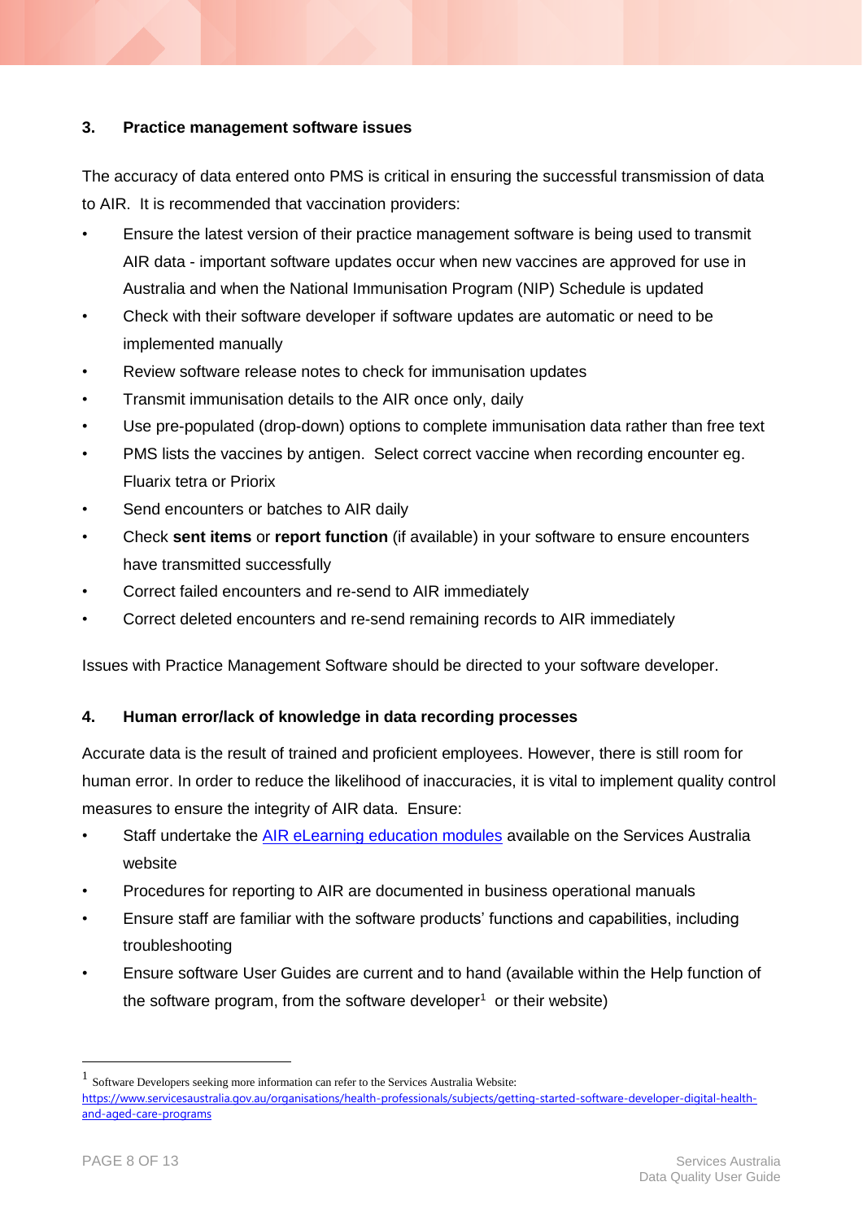### 3. Practice management software issues

The accuracy of data entered onto PMS is critical in ensuring the successful transmission of data to AIR. It is recommended that vaccination providers:

- Ensure the latest version of their practice management software is being used to transmit AIR data - important software updates occur when new vaccines are approved for use in Australia and when the National Immunisation Program (NIP) Schedule is updated
- Check with their software developer if software updates are automatic or need to be implemented manually
- Review software release notes to check for immunisation updates
- Transmit immunisation details to the AIR once only, daily
- Use pre-populated (drop-down) options to complete immunisation data rather than free text
- PMS lists the vaccines by antigen. Select correct vaccine when recording encounter eg. Fluarix tetra or Priorix
- Send encounters or batches to AIR daily
- Check **sent items** or **report function** (if available) in your software to ensure encounters have transmitted successfully
- Correct failed encounters and re-send to AIR immediately
- Correct deleted encounters and re-send remaining records to AIR immediately

Issues with Practice Management Software should be directed to your software developer.

### 4. Human error/lack of knowledge in data recording processes

Accurate data is the result of trained and proficient employees. However, there is still room for human error. In order to reduce the likelihood of inaccuracies, it is vital to implement quality control measures to ensure the integrity of AIR data. Ensure:

- Staff undertake the [AIR eLearning education modules]() available on the Services Australia website
- Procedures for reporting to AIR are documented in business operational manuals
- Ensure staff are familiar with the software products' functions and capabilities, including troubleshooting
- Ensure software User Guides are current and to hand (available within the Help function of the software program, from the software developer[1] or their website)

---

[1] Software Developers seeking more information can refer to the Services Australia Website: https://www.servicesaustralia.gov.au/organisations/health-professionals/subjects/getting-started-software-developer-digital-health-and-aged-care-programs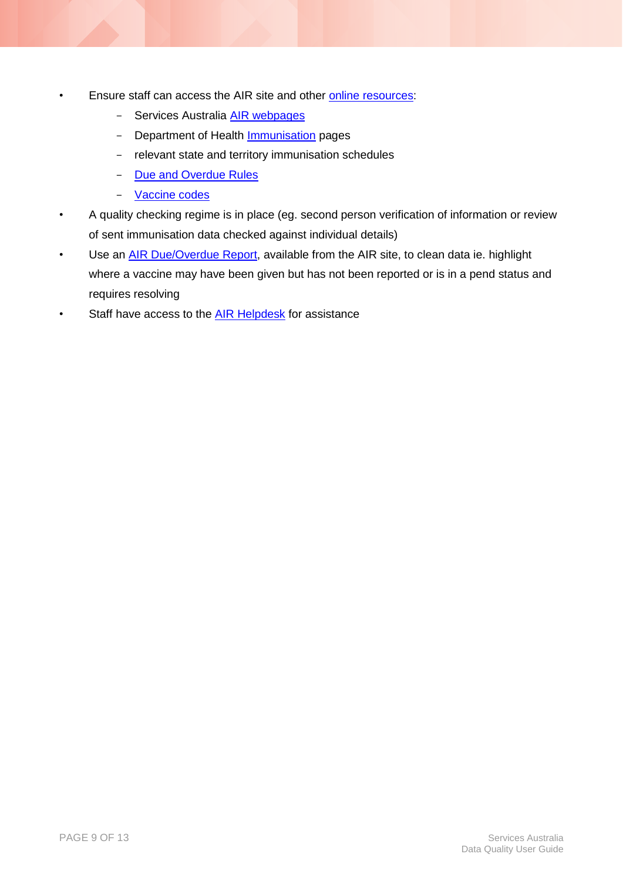- Ensure staff can access the AIR site and other online resources:
  - Services Australia AIR webpages
  - Department of Health Immunisation pages
  - relevant state and territory immunisation schedules
  - Due and Overdue Rules
  - Vaccine codes
- A quality checking regime is in place (eg. second person verification of information or review of sent immunisation data checked against individual details)
- Use an AIR Due/Overdue Report, available from the AIR site, to clean data ie. highlight where a vaccine may have been given but has not been reported or is in a pend status and requires resolving
- Staff have access to the AIR Helpdesk for assistance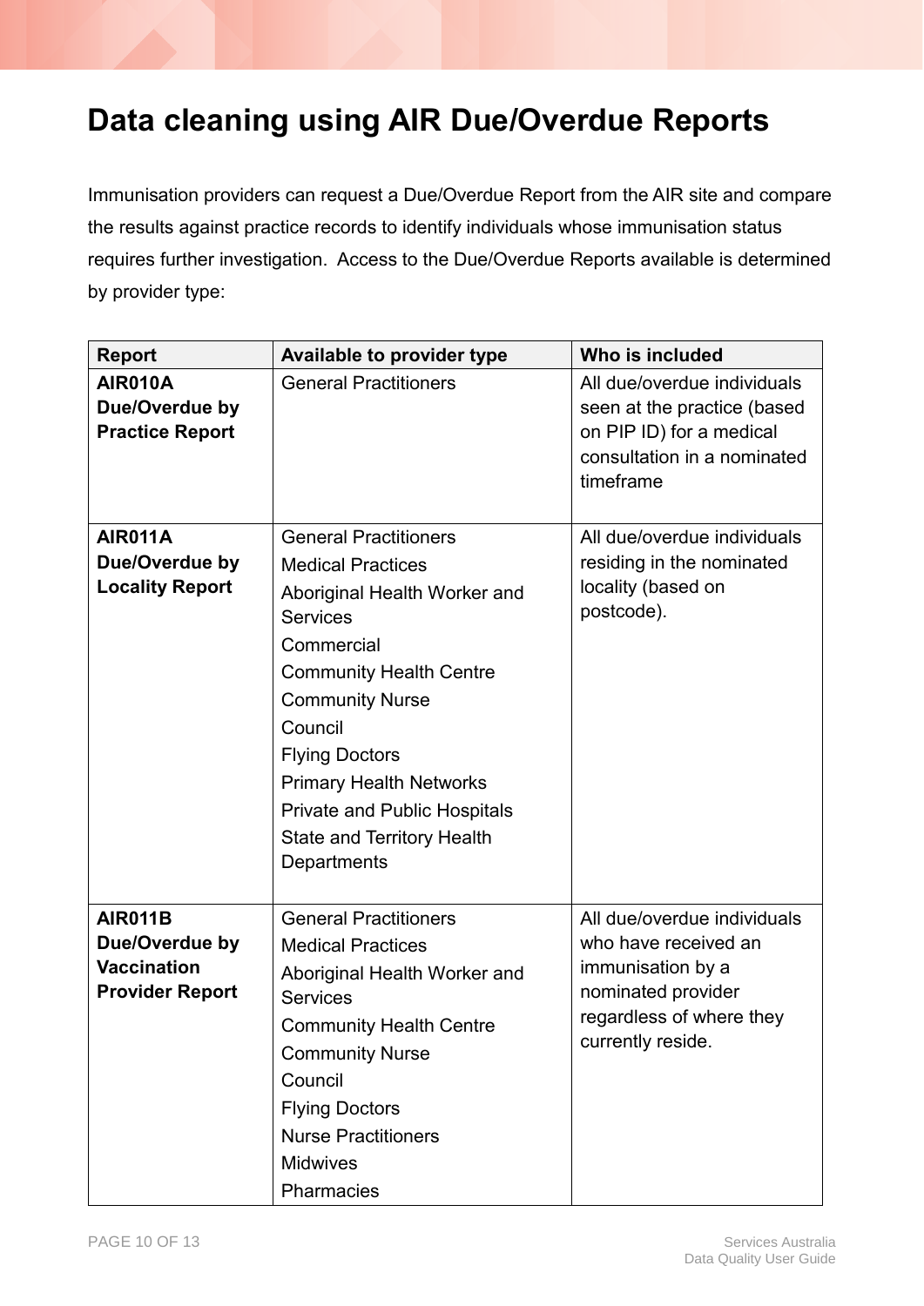# Data cleaning using AIR Due/Overdue Reports

Immunisation providers can request a Due/Overdue Report from the AIR site and compare the results against practice records to identify individuals whose immunisation status requires further investigation. Access to the Due/Overdue Reports available is determined by provider type:

| Report | Available to provider type | Who is included |
|---|---|---|
| **AIR010A Due/Overdue by Practice Report** | General Practitioners | All due/overdue individuals seen at the practice (based on PIP ID) for a medical consultation in a nominated timeframe |
| **AIR011A Due/Overdue by Locality Report** | General Practitioners<br>Medical Practices<br>Aboriginal Health Worker and Services<br>Commercial<br>Community Health Centre<br>Community Nurse<br>Council<br>Flying Doctors<br>Primary Health Networks<br>Private and Public Hospitals<br>State and Territory Health Departments | All due/overdue individuals residing in the nominated locality (based on postcode). |
| **AIR011B Due/Overdue by Vaccination Provider Report** | General Practitioners<br>Medical Practices<br>Aboriginal Health Worker and Services<br>Community Health Centre<br>Community Nurse<br>Council<br>Flying Doctors<br>Nurse Practitioners<br>Midwives<br>Pharmacies | All due/overdue individuals who have received an immunisation by a nominated provider regardless of where they currently reside. |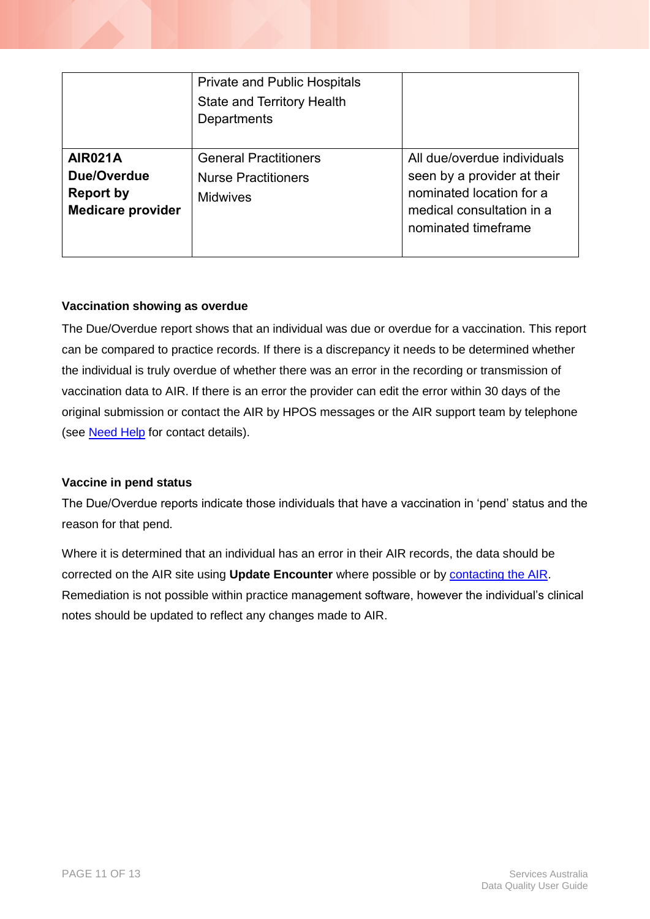| | | |
|---|---|---|
| | Private and Public Hospitals<br>State and Territory Health Departments | |
| **AIR021A Due/Overdue Report by Medicare provider** | General Practitioners<br>Nurse Practitioners<br>Midwives | All due/overdue individuals seen by a provider at their nominated location for a medical consultation in a nominated timeframe |

**Vaccination showing as overdue**

The Due/Overdue report shows that an individual was due or overdue for a vaccination. This report can be compared to practice records. If there is a discrepancy it needs to be determined whether the individual is truly overdue of whether there was an error in the recording or transmission of vaccination data to AIR. If there is an error the provider can edit the error within 30 days of the original submission or contact the AIR by HPOS messages or the AIR support team by telephone (see Need Help for contact details).

**Vaccine in pend status**

The Due/Overdue reports indicate those individuals that have a vaccination in 'pend' status and the reason for that pend.

Where it is determined that an individual has an error in their AIR records, the data should be corrected on the AIR site using **Update Encounter** where possible or by contacting the AIR. Remediation is not possible within practice management software, however the individual's clinical notes should be updated to reflect any changes made to AIR.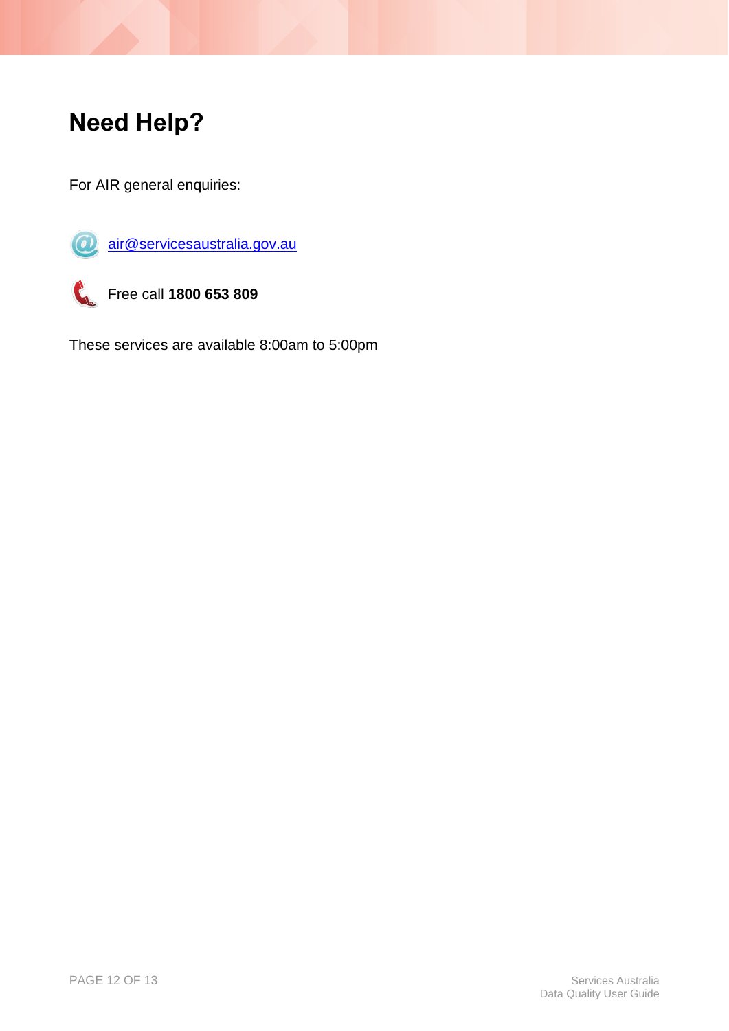# Need Help?

For AIR general enquiries:

air@servicesaustralia.gov.au

Free call **1800 653 809**

These services are available 8:00am to 5:00pm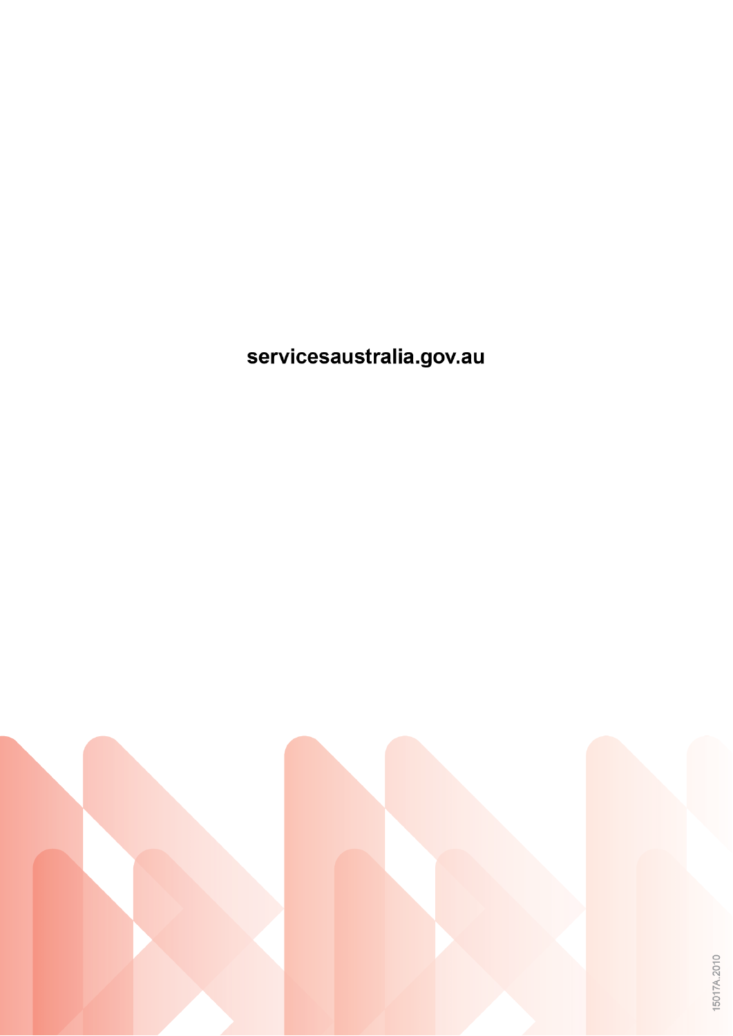servicesaustralia.gov.au

15017A.2010